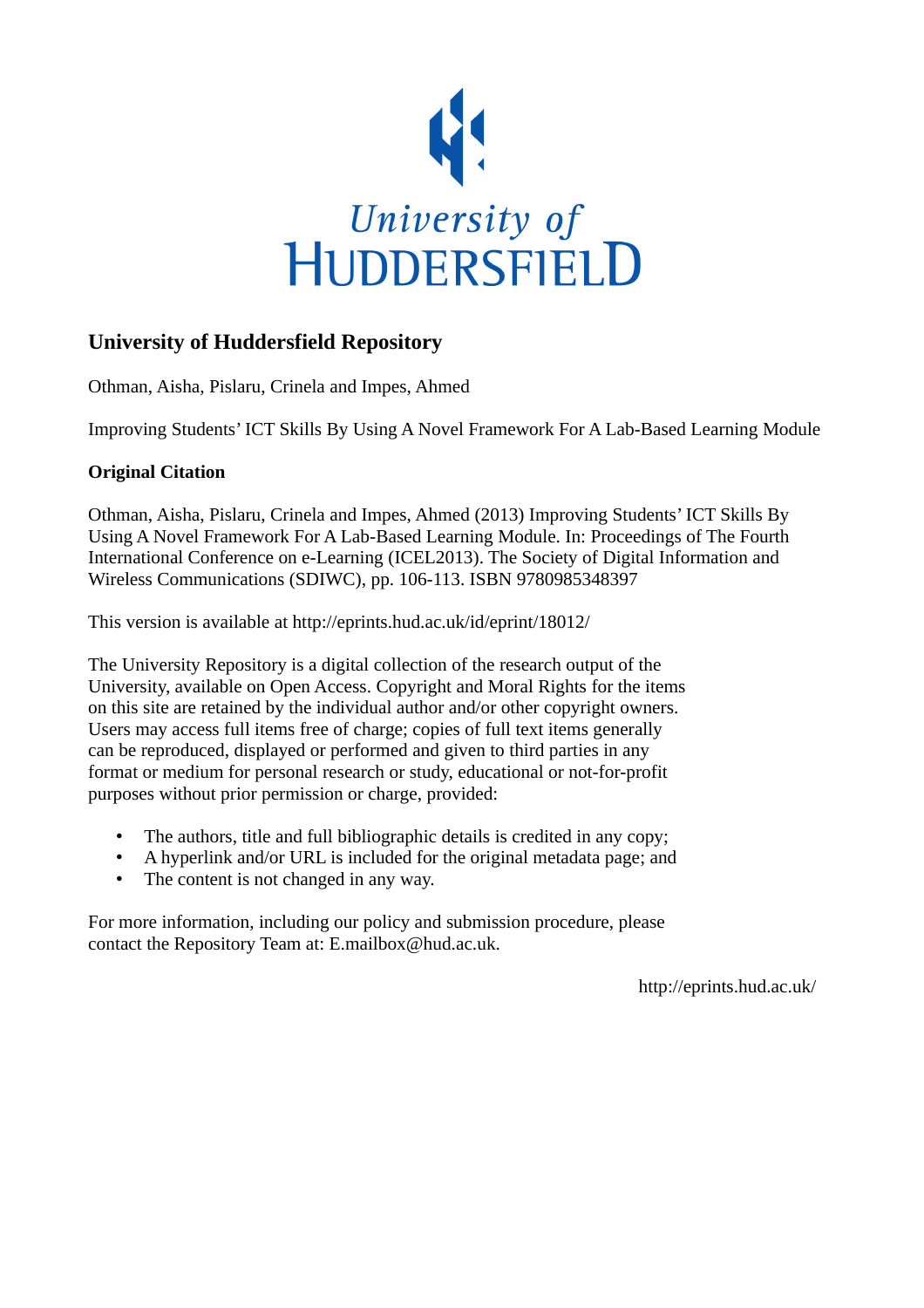University of HUDDERSFIELD

# University of Huddersfield Repository

Othman, Aisha, Pislaru, Crinela and Impes, Ahmed

Improving Students' ICT Skills By Using A Novel Framework For A Lab-Based Learning Module

## Original Citation

Othman, Aisha, Pislaru, Crinela and Impes, Ahmed (2013) Improving Students' ICT Skills By Using A Novel Framework For A Lab-Based Learning Module. In: Proceedings of The Fourth International Conference on e-Learning (ICEL2013). The Society of Digital Information and Wireless Communications (SDIWC), pp. 106-113. ISBN 9780985348397

This version is available at http://eprints.hud.ac.uk/id/eprint/18012/

The University Repository is a digital collection of the research output of the University, available on Open Access. Copyright and Moral Rights for the items on this site are retained by the individual author and/or other copyright owners. Users may access full items free of charge; copies of full text items generally can be reproduced, displayed or performed and given to third parties in any format or medium for personal research or study, educational or not-for-profit purposes without prior permission or charge, provided:

- The authors, title and full bibliographic details is credited in any copy;
- A hyperlink and/or URL is included for the original metadata page; and
- The content is not changed in any way.

For more information, including our policy and submission procedure, please contact the Repository Team at: E.mailbox@hud.ac.uk.

http://eprints.hud.ac.uk/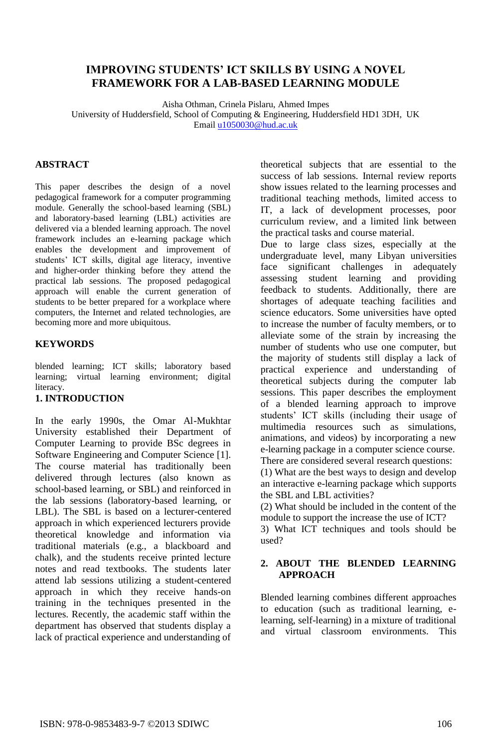# IMPROVING STUDENTS' ICT SKILLS BY USING A NOVEL FRAMEWORK FOR A LAB-BASED LEARNING MODULE

Aisha Othman, Crinela Pislaru, Ahmed Impes
University of Huddersfield, School of Computing & Engineering, Huddersfield HD1 3DH, UK
Email u1050030@hud.ac.uk

## ABSTRACT

This paper describes the design of a novel pedagogical framework for a computer programming module. Generally the school-based learning (SBL) and laboratory-based learning (LBL) activities are delivered via a blended learning approach. The novel framework includes an e-learning package which enables the development and improvement of students' ICT skills, digital age literacy, inventive and higher-order thinking before they attend the practical lab sessions. The proposed pedagogical approach will enable the current generation of students to be better prepared for a workplace where computers, the Internet and related technologies, are becoming more and more ubiquitous.

## KEYWORDS

blended learning; ICT skills; laboratory based learning; virtual learning environment; digital literacy.

## 1. INTRODUCTION

In the early 1990s, the Omar Al-Mukhtar University established their Department of Computer Learning to provide BSc degrees in Software Engineering and Computer Science [1]. The course material has traditionally been delivered through lectures (also known as school-based learning, or SBL) and reinforced in the lab sessions (laboratory-based learning, or LBL). The SBL is based on a lecturer-centered approach in which experienced lecturers provide theoretical knowledge and information via traditional materials (e.g., a blackboard and chalk), and the students receive printed lecture notes and read textbooks. The students later attend lab sessions utilizing a student-centered approach in which they receive hands-on training in the techniques presented in the lectures. Recently, the academic staff within the department has observed that students display a lack of practical experience and understanding of theoretical subjects that are essential to the success of lab sessions. Internal review reports show issues related to the learning processes and traditional teaching methods, limited access to IT, a lack of development processes, poor curriculum review, and a limited link between the practical tasks and course material.

Due to large class sizes, especially at the undergraduate level, many Libyan universities face significant challenges in adequately assessing student learning and providing feedback to students. Additionally, there are shortages of adequate teaching facilities and science educators. Some universities have opted to increase the number of faculty members, or to alleviate some of the strain by increasing the number of students who use one computer, but the majority of students still display a lack of practical experience and understanding of theoretical subjects during the computer lab sessions. This paper describes the employment of a blended learning approach to improve students' ICT skills (including their usage of multimedia resources such as simulations, animations, and videos) by incorporating a new e-learning package in a computer science course.

There are considered several research questions:

(1) What are the best ways to design and develop an interactive e-learning package which supports the SBL and LBL activities?

(2) What should be included in the content of the module to support the increase the use of ICT?

3) What ICT techniques and tools should be used?

## 2. ABOUT THE BLENDED LEARNING APPROACH

Blended learning combines different approaches to education (such as traditional learning, e-learning, self-learning) in a mixture of traditional and virtual classroom environments. This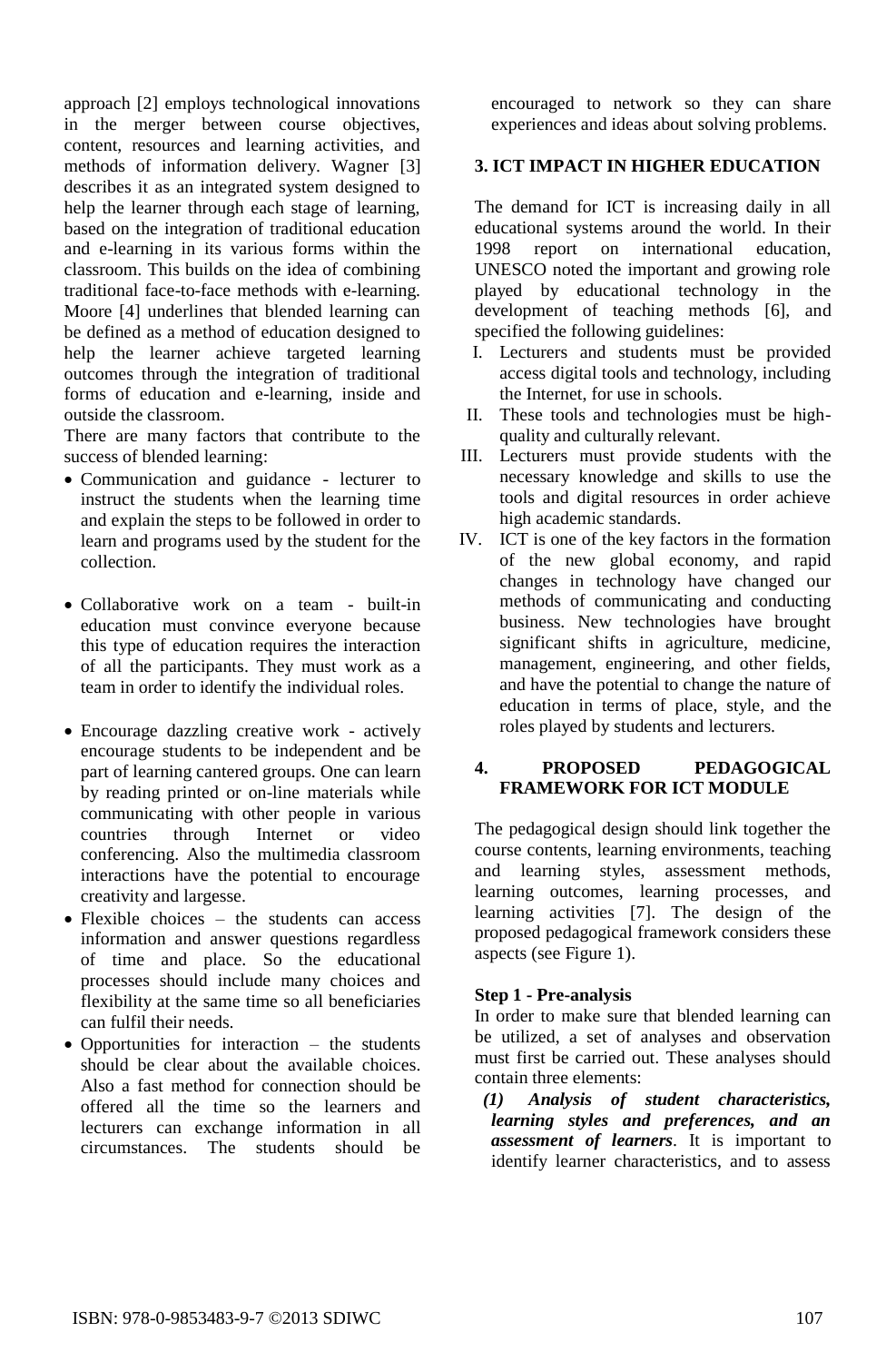approach [2] employs technological innovations in the merger between course objectives, content, resources and learning activities, and methods of information delivery. Wagner [3] describes it as an integrated system designed to help the learner through each stage of learning, based on the integration of traditional education and e-learning in its various forms within the classroom. This builds on the idea of combining traditional face-to-face methods with e-learning. Moore [4] underlines that blended learning can be defined as a method of education designed to help the learner achieve targeted learning outcomes through the integration of traditional forms of education and e-learning, inside and outside the classroom.

There are many factors that contribute to the success of blended learning:

- Communication and guidance - lecturer to instruct the students when the learning time and explain the steps to be followed in order to learn and programs used by the student for the collection.
- Collaborative work on a team - built-in education must convince everyone because this type of education requires the interaction of all the participants. They must work as a team in order to identify the individual roles.
- Encourage dazzling creative work - actively encourage students to be independent and be part of learning cantered groups. One can learn by reading printed or on-line materials while communicating with other people in various countries through Internet or video conferencing. Also the multimedia classroom interactions have the potential to encourage creativity and largesse.
- Flexible choices – the students can access information and answer questions regardless of time and place. So the educational processes should include many choices and flexibility at the same time so all beneficiaries can fulfil their needs.
- Opportunities for interaction – the students should be clear about the available choices. Also a fast method for connection should be offered all the time so the learners and lecturers can exchange information in all circumstances. The students should be encouraged to network so they can share experiences and ideas about solving problems.

## 3. ICT IMPACT IN HIGHER EDUCATION

The demand for ICT is increasing daily in all educational systems around the world. In their 1998 report on international education, UNESCO noted the important and growing role played by educational technology in the development of teaching methods [6], and specified the following guidelines:

I. Lecturers and students must be provided access digital tools and technology, including the Internet, for use in schools.
II. These tools and technologies must be high-quality and culturally relevant.
III. Lecturers must provide students with the necessary knowledge and skills to use the tools and digital resources in order achieve high academic standards.
IV. ICT is one of the key factors in the formation of the new global economy, and rapid changes in technology have changed our methods of communicating and conducting business. New technologies have brought significant shifts in agriculture, medicine, management, engineering, and other fields, and have the potential to change the nature of education in terms of place, style, and the roles played by students and lecturers.

## 4. PROPOSED PEDAGOGICAL FRAMEWORK FOR ICT MODULE

The pedagogical design should link together the course contents, learning environments, teaching and learning styles, assessment methods, learning outcomes, learning processes, and learning activities [7]. The design of the proposed pedagogical framework considers these aspects (see Figure 1).

**Step 1 - Pre-analysis**

In order to make sure that blended learning can be utilized, a set of analyses and observation must first be carried out. These analyses should contain three elements:

***(1) Analysis of student characteristics, learning styles and preferences, and an assessment of learners***. It is important to identify learner characteristics, and to assess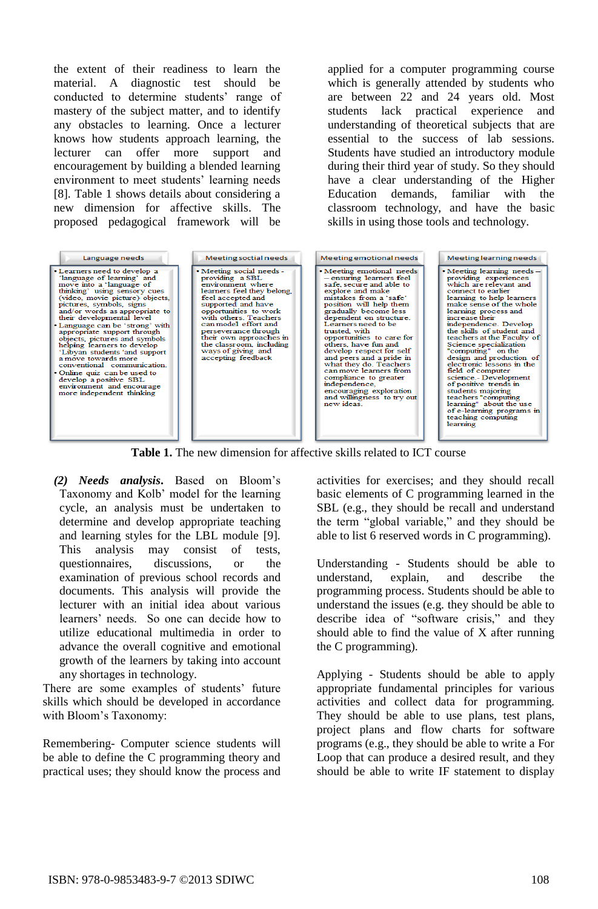the extent of their readiness to learn the material. A diagnostic test should be conducted to determine students' range of mastery of the subject matter, and to identify any obstacles to learning. Once a lecturer knows how students approach learning, the lecturer can offer more support and encouragement by building a blended learning environment to meet students' learning needs [8]. Table 1 shows details about considering a new dimension for affective skills. The proposed pedagogical framework will be applied for a computer programming course which is generally attended by students who are between 22 and 24 years old. Most students lack practical experience and understanding of theoretical subjects that are essential to the success of lab sessions. Students have studied an introductory module during their third year of study. So they should have a clear understanding of the Higher Education demands, familiar with the classroom technology, and have the basic skills in using those tools and technology.

| Language needs | Meeting sotial needs | Meeting emotional needs | Meeting learning needs |
|---|---|---|---|
| • Learners need to develop a 'language of learning' and move into a 'language of thinking' using sensory cues (video, movie picture) objects, pictures, symbols, signs and/or words as appropriate to their developmental level<br>• Language can be 'strong' with appropriate support through objects, pictures and symbols helping learners to develop 'Libyan students 'and support a move towards more conventional communication.<br>• Online quiz can be used to develop a positive SBL environment and encourage more independent thinking | • Meeting social needs - providing a SBL environment where learners feel they belong, feel accepted and supported and have opportunities to work with others. Teachers can model effort and perseverance through their own approaches in the classroom, including ways of giving and accepting feedback | • Meeting emotional needs – ensuring learners feel safe, secure and able to explore and make mistakes from a 'safe' position will help them gradually become less dependent on structure. Learners need to be trusted, with opportunities to care for others, have fun and develop respect for self and peers and a pride in what they do. Teachers can move learners from compliance to greater independence, encouraging exploration and willingness to try out new ideas. | • Meeting learning needs – providing experiences which are relevant and connect to earlier learning to help learners make sense of the whole learning process and increase their independence. Develop the skills of student and teachers at the Faculty of Science specialization "computing" on the design and production of electronic lessons in the field of computer science.- Development of positive trends in students majoring teachers "computing learning" about the use of e-learning programs in teaching computing learning |

**Table 1.** The new dimension for affective skills related to ICT course

***(2) Needs analysis.*** Based on Bloom's Taxonomy and Kolb' model for the learning cycle, an analysis must be undertaken to determine and develop appropriate teaching and learning styles for the LBL module [9]. This analysis may consist of tests, questionnaires, discussions, or the examination of previous school records and documents. This analysis will provide the lecturer with an initial idea about various learners' needs. So one can decide how to utilize educational multimedia in order to advance the overall cognitive and emotional growth of the learners by taking into account any shortages in technology.

There are some examples of students' future skills which should be developed in accordance with Bloom's Taxonomy:

Remembering- Computer science students will be able to define the C programming theory and practical uses; they should know the process and activities for exercises; and they should recall basic elements of C programming learned in the SBL (e.g., they should be recall and understand the term "global variable," and they should be able to list 6 reserved words in C programming).

Understanding - Students should be able to understand, explain, and describe the programming process. Students should be able to understand the issues (e.g. they should be able to describe idea of "software crisis," and they should able to find the value of X after running the C programming).

Applying - Students should be able to apply appropriate fundamental principles for various activities and collect data for programming. They should be able to use plans, test plans, project plans and flow charts for software programs (e.g., they should be able to write a For Loop that can produce a desired result, and they should be able to write IF statement to display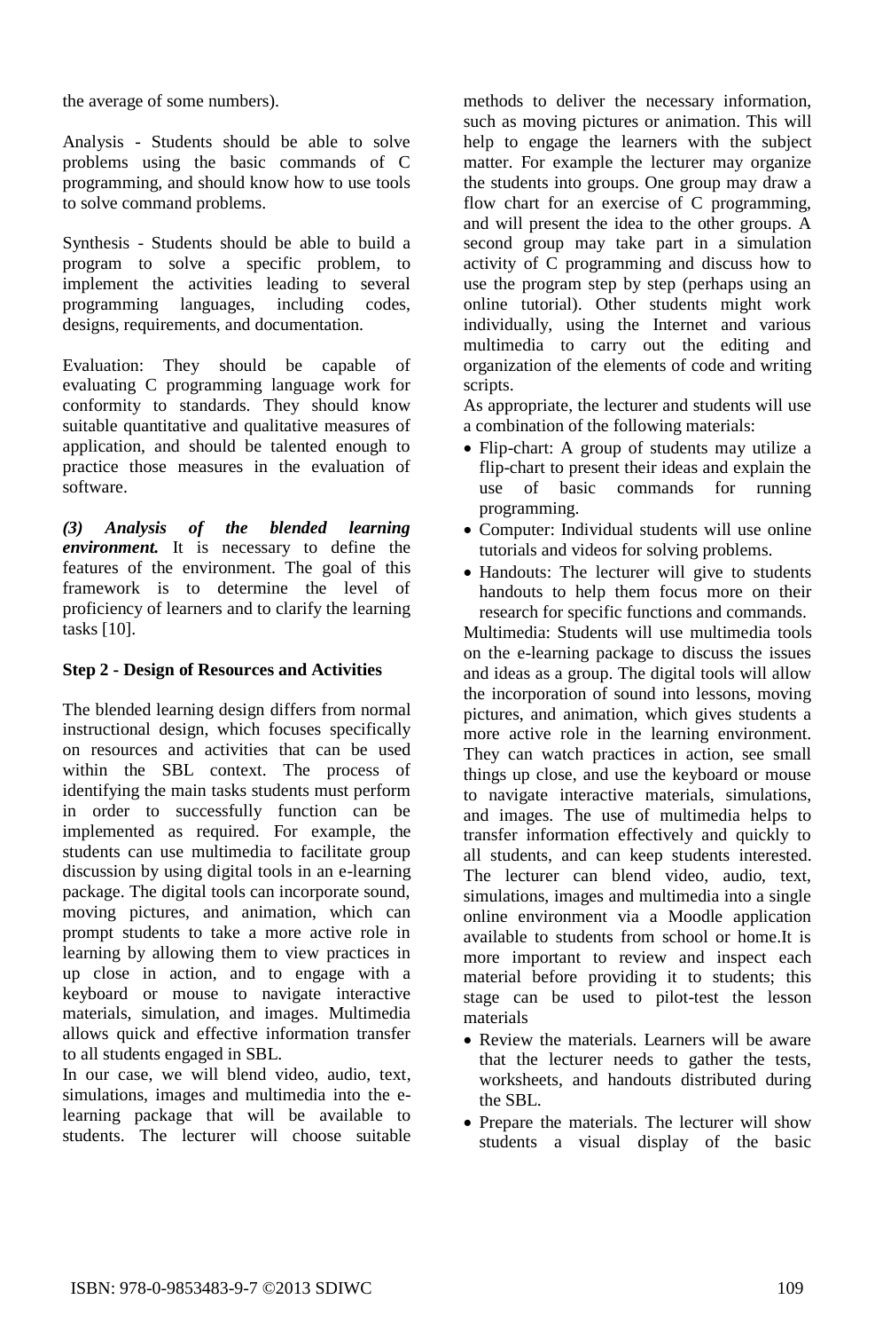the average of some numbers).

Analysis - Students should be able to solve problems using the basic commands of C programming, and should know how to use tools to solve command problems.

Synthesis - Students should be able to build a program to solve a specific problem, to implement the activities leading to several programming languages, including codes, designs, requirements, and documentation.

Evaluation: They should be capable of evaluating C programming language work for conformity to standards. They should know suitable quantitative and qualitative measures of application, and should be talented enough to practice those measures in the evaluation of software.

***(3) Analysis of the blended learning environment.*** It is necessary to define the features of the environment. The goal of this framework is to determine the level of proficiency of learners and to clarify the learning tasks [10].

**Step 2 - Design of Resources and Activities**

The blended learning design differs from normal instructional design, which focuses specifically on resources and activities that can be used within the SBL context. The process of identifying the main tasks students must perform in order to successfully function can be implemented as required. For example, the students can use multimedia to facilitate group discussion by using digital tools in an e-learning package. The digital tools can incorporate sound, moving pictures, and animation, which can prompt students to take a more active role in learning by allowing them to view practices in up close in action, and to engage with a keyboard or mouse to navigate interactive materials, simulation, and images. Multimedia allows quick and effective information transfer to all students engaged in SBL.

In our case, we will blend video, audio, text, simulations, images and multimedia into the e-learning package that will be available to students. The lecturer will choose suitable methods to deliver the necessary information, such as moving pictures or animation. This will help to engage the learners with the subject matter. For example the lecturer may organize the students into groups. One group may draw a flow chart for an exercise of C programming, and will present the idea to the other groups. A second group may take part in a simulation activity of C programming and discuss how to use the program step by step (perhaps using an online tutorial). Other students might work individually, using the Internet and various multimedia to carry out the editing and organization of the elements of code and writing scripts.

As appropriate, the lecturer and students will use a combination of the following materials:

- Flip-chart: A group of students may utilize a flip-chart to present their ideas and explain the use of basic commands for running programming.
- Computer: Individual students will use online tutorials and videos for solving problems.
- Handouts: The lecturer will give to students handouts to help them focus more on their research for specific functions and commands.

Multimedia: Students will use multimedia tools on the e-learning package to discuss the issues and ideas as a group. The digital tools will allow the incorporation of sound into lessons, moving pictures, and animation, which gives students a more active role in the learning environment. They can watch practices in action, see small things up close, and use the keyboard or mouse to navigate interactive materials, simulations, and images. The use of multimedia helps to transfer information effectively and quickly to all students, and can keep students interested. The lecturer can blend video, audio, text, simulations, images and multimedia into a single online environment via a Moodle application available to students from school or home.It is more important to review and inspect each material before providing it to students; this stage can be used to pilot-test the lesson materials

- Review the materials. Learners will be aware that the lecturer needs to gather the tests, worksheets, and handouts distributed during the SBL.
- Prepare the materials. The lecturer will show students a visual display of the basic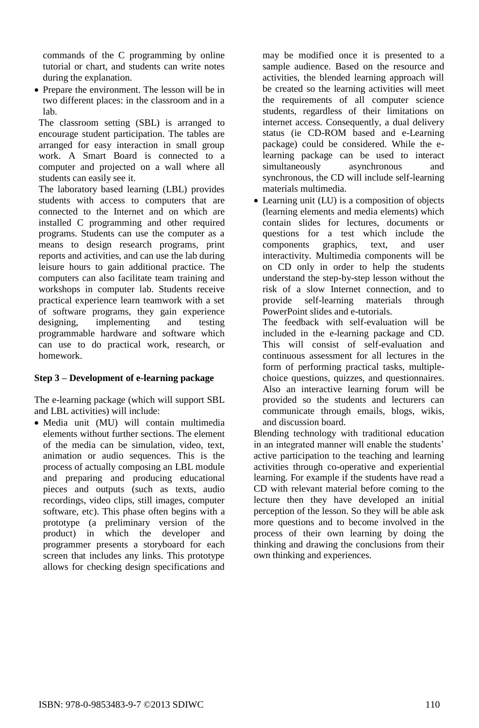commands of the C programming by online tutorial or chart, and students can write notes during the explanation.

- Prepare the environment. The lesson will be in two different places: in the classroom and in a lab.

The classroom setting (SBL) is arranged to encourage student participation. The tables are arranged for easy interaction in small group work. A Smart Board is connected to a computer and projected on a wall where all students can easily see it.

The laboratory based learning (LBL) provides students with access to computers that are connected to the Internet and on which are installed C programming and other required programs. Students can use the computer as a means to design research programs, print reports and activities, and can use the lab during leisure hours to gain additional practice. The computers can also facilitate team training and workshops in computer lab. Students receive practical experience learn teamwork with a set of software programs, they gain experience designing, implementing and testing programmable hardware and software which can use to do practical work, research, or homework.

**Step 3 – Development of e-learning package**

The e-learning package (which will support SBL and LBL activities) will include:

- Media unit (MU) will contain multimedia elements without further sections. The element of the media can be simulation, video, text, animation or audio sequences. This is the process of actually composing an LBL module and preparing and producing educational pieces and outputs (such as texts, audio recordings, video clips, still images, computer software, etc). This phase often begins with a prototype (a preliminary version of the product) in which the developer and programmer presents a storyboard for each screen that includes any links. This prototype allows for checking design specifications and may be modified once it is presented to a sample audience. Based on the resource and activities, the blended learning approach will be created so the learning activities will meet the requirements of all computer science students, regardless of their limitations on internet access. Consequently, a dual delivery status (ie CD-ROM based and e-Learning package) could be considered. While the e-learning package can be used to interact simultaneously asynchronous and synchronous, the CD will include self-learning materials multimedia.
- Learning unit (LU) is a composition of objects (learning elements and media elements) which contain slides for lectures, documents or questions for a test which include the components graphics, text, and user interactivity. Multimedia components will be on CD only in order to help the students understand the step-by-step lesson without the risk of a slow Internet connection, and to provide self-learning materials through PowerPoint slides and e-tutorials.

  The feedback with self-evaluation will be included in the e-learning package and CD. This will consist of self-evaluation and continuous assessment for all lectures in the form of performing practical tasks, multiple-choice questions, quizzes, and questionnaires. Also an interactive learning forum will be provided so the students and lecturers can communicate through emails, blogs, wikis, and discussion board.

Blending technology with traditional education in an integrated manner will enable the students' active participation to the teaching and learning activities through co-operative and experiential learning. For example if the students have read a CD with relevant material before coming to the lecture then they have developed an initial perception of the lesson. So they will be able ask more questions and to become involved in the process of their own learning by doing the thinking and drawing the conclusions from their own thinking and experiences.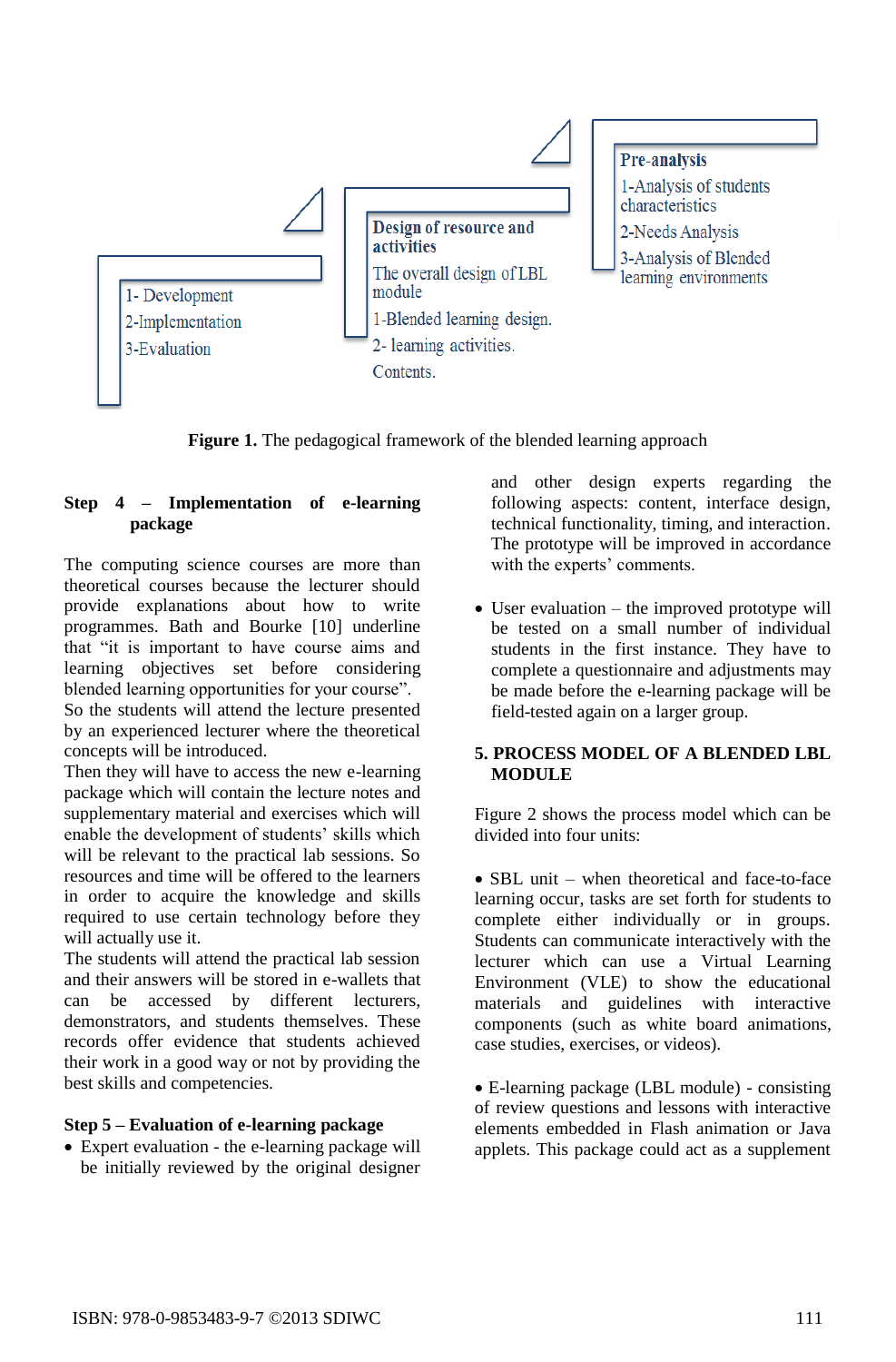Pre-analysis

1-Analysis of students characteristics

2-Needs Analysis

3-Analysis of Blended learning environments

Design of resource and activities

The overall design of LBL module

1-Blended learning design.

2- learning activities.

Contents.

1- Development

2-Implementation

3-Evaluation

**Figure 1.** The pedagogical framework of the blended learning approach

**Step 4 – Implementation of e-learning package**

The computing science courses are more than theoretical courses because the lecturer should provide explanations about how to write programmes. Bath and Bourke [10] underline that "it is important to have course aims and learning objectives set before considering blended learning opportunities for your course".
So the students will attend the lecture presented by an experienced lecturer where the theoretical concepts will be introduced.
Then they will have to access the new e-learning package which will contain the lecture notes and supplementary material and exercises which will enable the development of students' skills which will be relevant to the practical lab sessions. So resources and time will be offered to the learners in order to acquire the knowledge and skills required to use certain technology before they will actually use it.
The students will attend the practical lab session and their answers will be stored in e-wallets that can be accessed by different lecturers, demonstrators, and students themselves. These records offer evidence that students achieved their work in a good way or not by providing the best skills and competencies.

**Step 5 – Evaluation of e-learning package**

- Expert evaluation - the e-learning package will be initially reviewed by the original designer and other design experts regarding the following aspects: content, interface design, technical functionality, timing, and interaction. The prototype will be improved in accordance with the experts' comments.

- User evaluation – the improved prototype will be tested on a small number of individual students in the first instance. They have to complete a questionnaire and adjustments may be made before the e-learning package will be field-tested again on a larger group.

## 5. PROCESS MODEL OF A BLENDED LBL MODULE

Figure 2 shows the process model which can be divided into four units:

- SBL unit – when theoretical and face-to-face learning occur, tasks are set forth for students to complete either individually or in groups. Students can communicate interactively with the lecturer which can use a Virtual Learning Environment (VLE) to show the educational materials and guidelines with interactive components (such as white board animations, case studies, exercises, or videos).

- E-learning package (LBL module) - consisting of review questions and lessons with interactive elements embedded in Flash animation or Java applets. This package could act as a supplement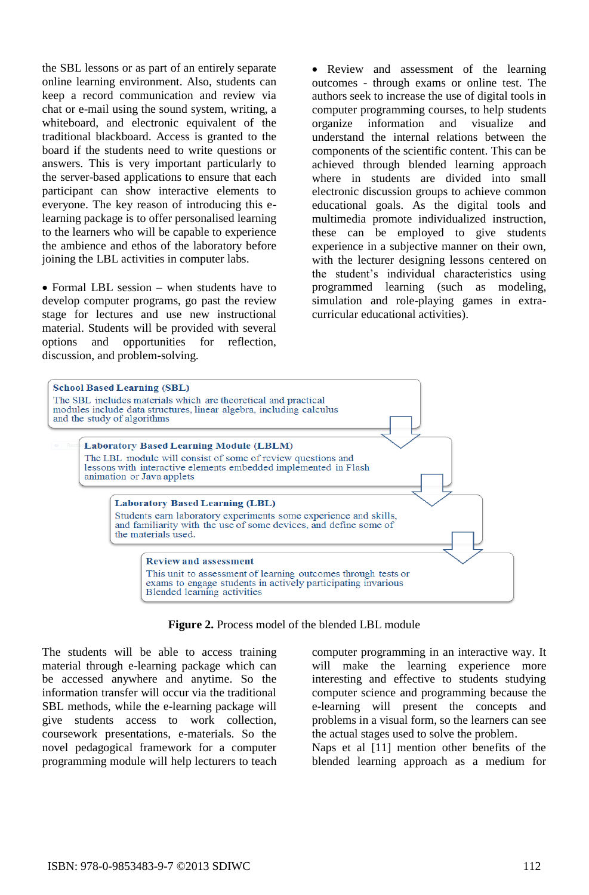the SBL lessons or as part of an entirely separate online learning environment. Also, students can keep a record communication and review via chat or e-mail using the sound system, writing, a whiteboard, and electronic equivalent of the traditional blackboard. Access is granted to the board if the students need to write questions or answers. This is very important particularly to the server-based applications to ensure that each participant can show interactive elements to everyone. The key reason of introducing this e-learning package is to offer personalised learning to the learners who will be capable to experience the ambience and ethos of the laboratory before joining the LBL activities in computer labs.

- Formal LBL session – when students have to develop computer programs, go past the review stage for lectures and use new instructional material. Students will be provided with several options and opportunities for reflection, discussion, and problem-solving.

- Review and assessment of the learning outcomes - through exams or online test. The authors seek to increase the use of digital tools in computer programming courses, to help students organize information and visualize and understand the internal relations between the components of the scientific content. This can be achieved through blended learning approach where in students are divided into small electronic discussion groups to achieve common educational goals. As the digital tools and multimedia promote individualized instruction, these can be employed to give students experience in a subjective manner on their own, with the lecturer designing lessons centered on the student's individual characteristics using programmed learning (such as modeling, simulation and role-playing games in extra-curricular educational activities).

**School Based Learning (SBL)**
The SBL includes materials which are theoretical and practical modules include data structures, linear algebra, including calculus and the study of algorithms

**Laboratory Based Learning Module (LBLM)**
The LBL module will consist of some of review questions and lessons with interactive elements embedded implemented in Flash animation or Java applets

**Laboratory Based Learning (LBL)**
Students earn laboratory experiments some experience and skills, and familiarity with the use of some devices, and define some of the materials used.

**Review and assessment**
This unit to assessment of learning outcomes through tests or exams to engage students in actively participating invarious Blended learning activities

**Figure 2.** Process model of the blended LBL module

The students will be able to access training material through e-learning package which can be accessed anywhere and anytime. So the information transfer will occur via the traditional SBL methods, while the e-learning package will give students access to work collection, coursework presentations, e-materials. So the novel pedagogical framework for a computer programming module will help lecturers to teach computer programming in an interactive way. It will make the learning experience more interesting and effective to students studying computer science and programming because the e-learning will present the concepts and problems in a visual form, so the learners can see the actual stages used to solve the problem.

Naps et al [11] mention other benefits of the blended learning approach as a medium for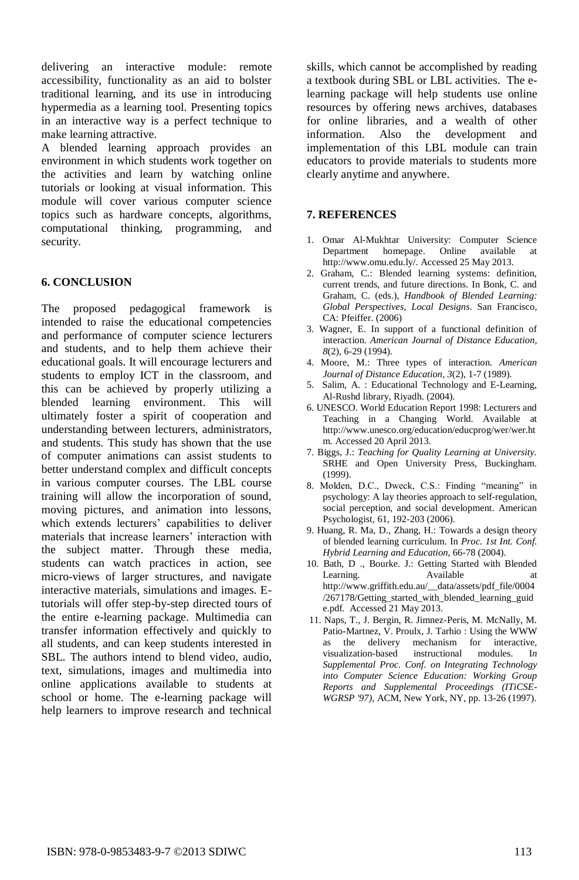delivering an interactive module: remote accessibility, functionality as an aid to bolster traditional learning, and its use in introducing hypermedia as a learning tool. Presenting topics in an interactive way is a perfect technique to make learning attractive.

A blended learning approach provides an environment in which students work together on the activities and learn by watching online tutorials or looking at visual information. This module will cover various computer science topics such as hardware concepts, algorithms, computational thinking, programming, and security.

## 6. CONCLUSION

The proposed pedagogical framework is intended to raise the educational competencies and performance of computer science lecturers and students, and to help them achieve their educational goals. It will encourage lecturers and students to employ ICT in the classroom, and this can be achieved by properly utilizing a blended learning environment. This will ultimately foster a spirit of cooperation and understanding between lecturers, administrators, and students. This study has shown that the use of computer animations can assist students to better understand complex and difficult concepts in various computer courses. The LBL course training will allow the incorporation of sound, moving pictures, and animation into lessons, which extends lecturers' capabilities to deliver materials that increase learners' interaction with the subject matter. Through these media, students can watch practices in action, see micro-views of larger structures, and navigate interactive materials, simulations and images. E-tutorials will offer step-by-step directed tours of the entire e-learning package. Multimedia can transfer information effectively and quickly to all students, and can keep students interested in SBL. The authors intend to blend video, audio, text, simulations, images and multimedia into online applications available to students at school or home. The e-learning package will help learners to improve research and technical skills, which cannot be accomplished by reading a textbook during SBL or LBL activities. The e-learning package will help students use online resources by offering news archives, databases for online libraries, and a wealth of other information. Also the development and implementation of this LBL module can train educators to provide materials to students more clearly anytime and anywhere.

## 7. REFERENCES

1. Omar Al-Mukhtar University: Computer Science Department homepage. Online available at http://www.omu.edu.ly/. Accessed 25 May 2013.
2. Graham, C.: Blended learning systems: definition, current trends, and future directions. In Bonk, C. and Graham, C. (eds.), *Handbook of Blended Learning: Global Perspectives, Local Designs*. San Francisco, CA: Pfeiffer. (2006)
3. Wagner, E. In support of a functional definition of interaction. *American Journal of Distance Education, 8*(2), 6-29 (1994).
4. Moore, M.: Three types of interaction. *American Journal of Distance Education, 3*(2), 1-7 (1989).
5. Salim, A. : Educational Technology and E-Learning, Al-Rushd library, Riyadh. (2004).
6. UNESCO. World Education Report 1998: Lecturers and Teaching in a Changing World. Available at http://www.unesco.org/education/educprog/wer/wer.htm. Accessed 20 April 2013.
7. Biggs, J.: *Teaching for Quality Learning at University.* SRHE and Open University Press, Buckingham. (1999).
8. Molden, D.C., Dweck, C.S.: Finding "meaning" in psychology: A lay theories approach to self-regulation, social perception, and social development. American Psychologist, 61, 192-203 (2006).
9. Huang, R. Ma, D., Zhang, H.: Towards a design theory of blended learning curriculum. In *Proc. 1st Int. Conf. Hybrid Learning and Education*, 66-78 (2004).
10. Bath, D ., Bourke. J.: Getting Started with Blended Learning. Available at http://www.griffith.edu.au/__data/assets/pdf_file/0004/267178/Getting_started_with_blended_learning_guide.pdf. Accessed 21 May 2013.
11. Naps, T., J. Bergin, R. Jimnez-Peris, M. McNally, M. Patio-Martnez, V. Proulx, J. Tarhio : Using the WWW as the delivery mechanism for interactive, visualization-based instructional modules. I*n Supplemental Proc. Conf. on Integrating Technology into Computer Science Education: Working Group Reports and Supplemental Proceedings (ITiCSE-WGRSP '97)*, ACM, New York, NY, pp. 13-26 (1997).